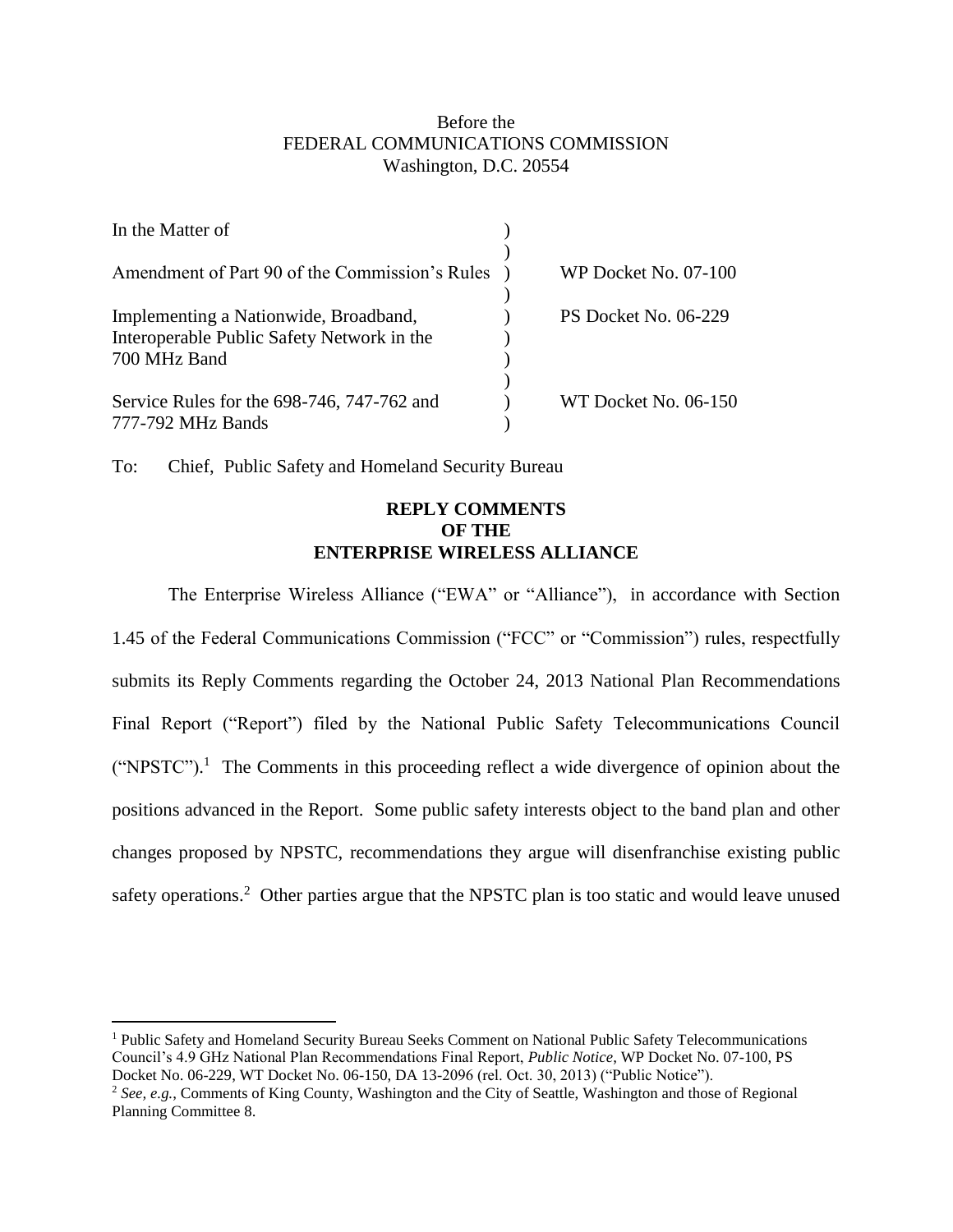Before the
FEDERAL COMMUNICATIONS COMMISSION
Washington, D.C. 20554

| | | |
|---|---|---|
| In the Matter of | ) | |
| | ) | |
| Amendment of Part 90 of the Commission's Rules | ) | WP Docket No. 07-100 |
| | ) | |
| Implementing a Nationwide, Broadband, Interoperable Public Safety Network in the 700 MHz Band | ) | PS Docket No. 06-229 |
| | ) | |
| Service Rules for the 698-746, 747-762 and 777-792 MHz Bands | ) | WT Docket No. 06-150 |

To: Chief, Public Safety and Homeland Security Bureau

**REPLY COMMENTS**
**OF THE**
**ENTERPRISE WIRELESS ALLIANCE**

The Enterprise Wireless Alliance ("EWA" or "Alliance"), in accordance with Section 1.45 of the Federal Communications Commission ("FCC" or "Commission") rules, respectfully submits its Reply Comments regarding the October 24, 2013 National Plan Recommendations Final Report ("Report") filed by the National Public Safety Telecommunications Council ("NPSTC").[1] The Comments in this proceeding reflect a wide divergence of opinion about the positions advanced in the Report. Some public safety interests object to the band plan and other changes proposed by NPSTC, recommendations they argue will disenfranchise existing public safety operations.[2] Other parties argue that the NPSTC plan is too static and would leave unused

---

[1] Public Safety and Homeland Security Bureau Seeks Comment on National Public Safety Telecommunications Council's 4.9 GHz National Plan Recommendations Final Report, *Public Notice*, WP Docket No. 07-100, PS Docket No. 06-229, WT Docket No. 06-150, DA 13-2096 (rel. Oct. 30, 2013) ("Public Notice").

[2] *See, e.g.*, Comments of King County, Washington and the City of Seattle, Washington and those of Regional Planning Committee 8.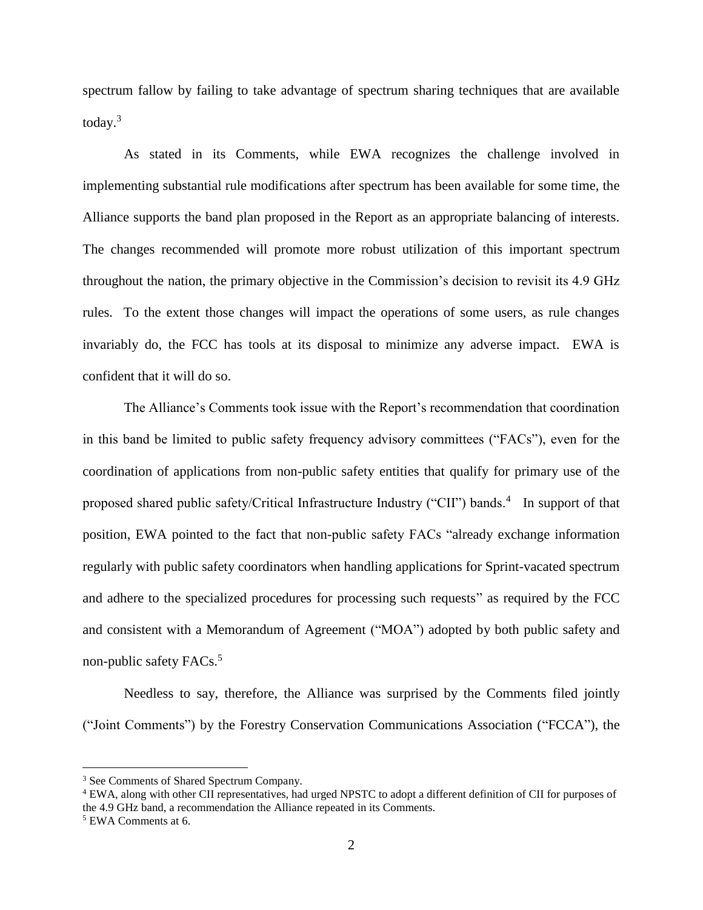spectrum fallow by failing to take advantage of spectrum sharing techniques that are available today.[3]

As stated in its Comments, while EWA recognizes the challenge involved in implementing substantial rule modifications after spectrum has been available for some time, the Alliance supports the band plan proposed in the Report as an appropriate balancing of interests. The changes recommended will promote more robust utilization of this important spectrum throughout the nation, the primary objective in the Commission's decision to revisit its 4.9 GHz rules. To the extent those changes will impact the operations of some users, as rule changes invariably do, the FCC has tools at its disposal to minimize any adverse impact. EWA is confident that it will do so.

The Alliance's Comments took issue with the Report's recommendation that coordination in this band be limited to public safety frequency advisory committees ("FACs"), even for the coordination of applications from non-public safety entities that qualify for primary use of the proposed shared public safety/Critical Infrastructure Industry ("CII") bands.[4] In support of that position, EWA pointed to the fact that non-public safety FACs "already exchange information regularly with public safety coordinators when handling applications for Sprint-vacated spectrum and adhere to the specialized procedures for processing such requests" as required by the FCC and consistent with a Memorandum of Agreement ("MOA") adopted by both public safety and non-public safety FACs.[5]

Needless to say, therefore, the Alliance was surprised by the Comments filed jointly ("Joint Comments") by the Forestry Conservation Communications Association ("FCCA"), the

---

[3] See Comments of Shared Spectrum Company.

[4] EWA, along with other CII representatives, had urged NPSTC to adopt a different definition of CII for purposes of the 4.9 GHz band, a recommendation the Alliance repeated in its Comments.

[5] EWA Comments at 6.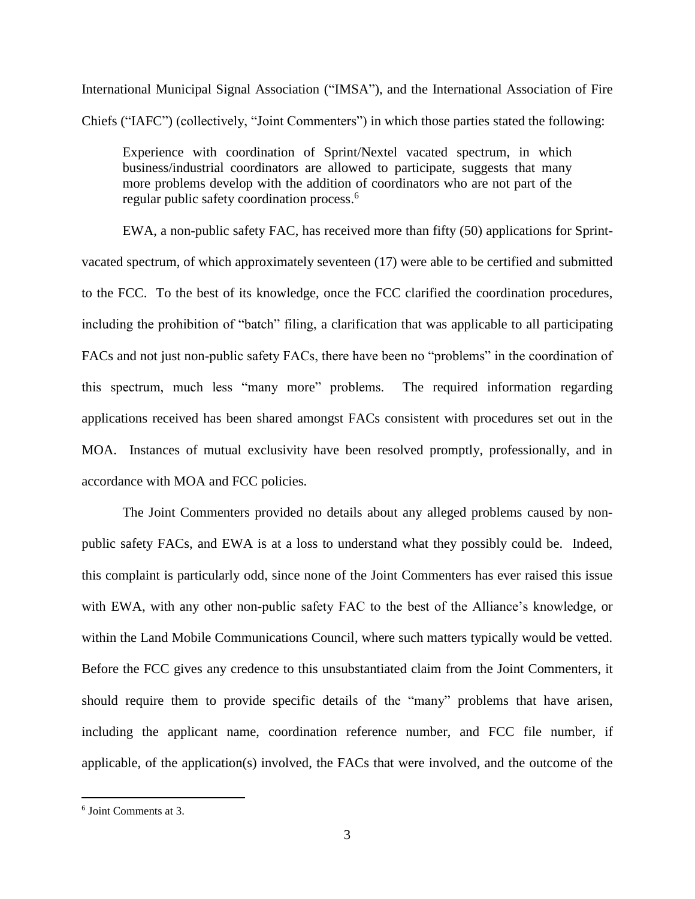International Municipal Signal Association ("IMSA"), and the International Association of Fire Chiefs ("IAFC") (collectively, "Joint Commenters") in which those parties stated the following:

> Experience with coordination of Sprint/Nextel vacated spectrum, in which business/industrial coordinators are allowed to participate, suggests that many more problems develop with the addition of coordinators who are not part of the regular public safety coordination process.[6]

EWA, a non-public safety FAC, has received more than fifty (50) applications for Sprint-vacated spectrum, of which approximately seventeen (17) were able to be certified and submitted to the FCC. To the best of its knowledge, once the FCC clarified the coordination procedures, including the prohibition of "batch" filing, a clarification that was applicable to all participating FACs and not just non-public safety FACs, there have been no "problems" in the coordination of this spectrum, much less "many more" problems. The required information regarding applications received has been shared amongst FACs consistent with procedures set out in the MOA. Instances of mutual exclusivity have been resolved promptly, professionally, and in accordance with MOA and FCC policies.

The Joint Commenters provided no details about any alleged problems caused by non-public safety FACs, and EWA is at a loss to understand what they possibly could be. Indeed, this complaint is particularly odd, since none of the Joint Commenters has ever raised this issue with EWA, with any other non-public safety FAC to the best of the Alliance's knowledge, or within the Land Mobile Communications Council, where such matters typically would be vetted. Before the FCC gives any credence to this unsubstantiated claim from the Joint Commenters, it should require them to provide specific details of the "many" problems that have arisen, including the applicant name, coordination reference number, and FCC file number, if applicable, of the application(s) involved, the FACs that were involved, and the outcome of the

---

[6] Joint Comments at 3.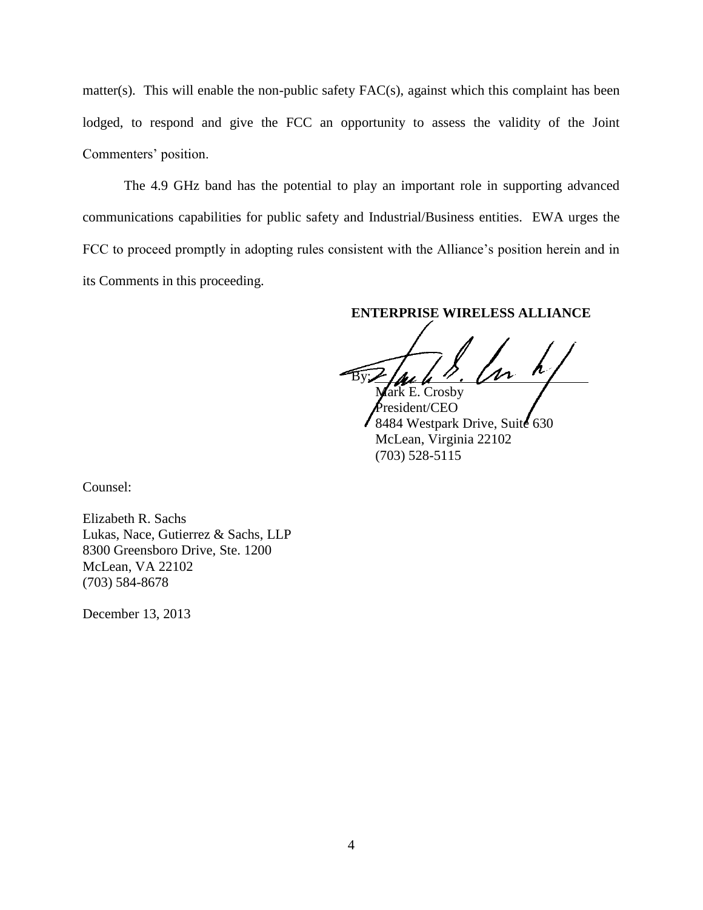matter(s). This will enable the non-public safety FAC(s), against which this complaint has been lodged, to respond and give the FCC an opportunity to assess the validity of the Joint Commenters' position.

The 4.9 GHz band has the potential to play an important role in supporting advanced communications capabilities for public safety and Industrial/Business entities. EWA urges the FCC to proceed promptly in adopting rules consistent with the Alliance's position herein and in its Comments in this proceeding.

**ENTERPRISE WIRELESS ALLIANCE**

By: ______________________
Mark E. Crosby
President/CEO
8484 Westpark Drive, Suite 630
McLean, Virginia 22102
(703) 528-5115

Counsel:

Elizabeth R. Sachs
Lukas, Nace, Gutierrez & Sachs, LLP
8300 Greensboro Drive, Ste. 1200
McLean, VA 22102
(703) 584-8678

December 13, 2013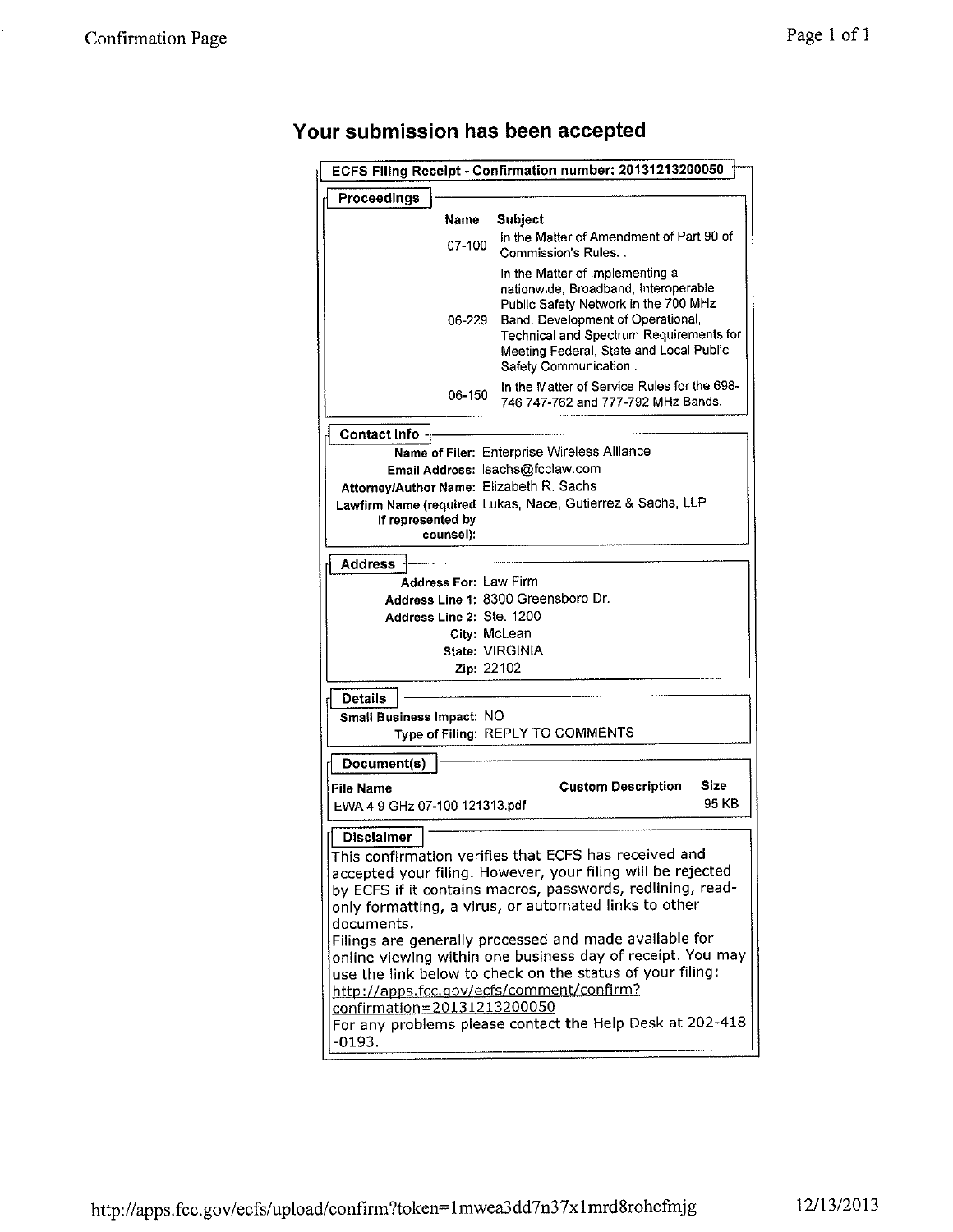# Your submission has been accepted

**ECFS Filing Receipt - Confirmation number: 20131213200050**

**Proceedings**

| Name | Subject |
|---|---|
| 07-100 | In the Matter of Amendment of Part 90 of Commission's Rules. . |
| 06-229 | In the Matter of Implementing a nationwide, Broadband, Interoperable Public Safety Network in the 700 MHz Band. Development of Operational, Technical and Spectrum Requirements for Meeting Federal, State and Local Public Safety Communication . |
| 06-150 | In the Matter of Service Rules for the 698-746 747-762 and 777-792 MHz Bands. |

**Contact Info**

| | |
|---|---|
| **Name of Filer:** | Enterprise Wireless Alliance |
| **Email Address:** | lsachs@fcclaw.com |
| **Attorney/Author Name:** | Elizabeth R. Sachs |
| **Lawfirm Name (required if represented by counsel):** | Lukas, Nace, Gutierrez & Sachs, LLP |

**Address**

| | |
|---|---|
| **Address For:** | Law Firm |
| **Address Line 1:** | 8300 Greensboro Dr. |
| **Address Line 2:** | Ste. 1200 |
| **City:** | McLean |
| **State:** | VIRGINIA |
| **Zip:** | 22102 |

**Details**

| | |
|---|---|
| **Small Business Impact:** | NO |
| **Type of Filing:** | REPLY TO COMMENTS |

**Document(s)**

| File Name | Custom Description | Size |
|---|---|---|
| EWA 4 9 GHz 07-100 121313.pdf | | 95 KB |

**Disclaimer**

This confirmation verifies that ECFS has received and accepted your filing. However, your filing will be rejected by ECFS if it contains macros, passwords, redlining, read-only formatting, a virus, or automated links to other documents.

Filings are generally processed and made available for online viewing within one business day of receipt. You may use the link below to check on the status of your filing:
http://apps.fcc.gov/ecfs/comment/confirm?confirmation=20131213200050

For any problems please contact the Help Desk at 202-418-0193.